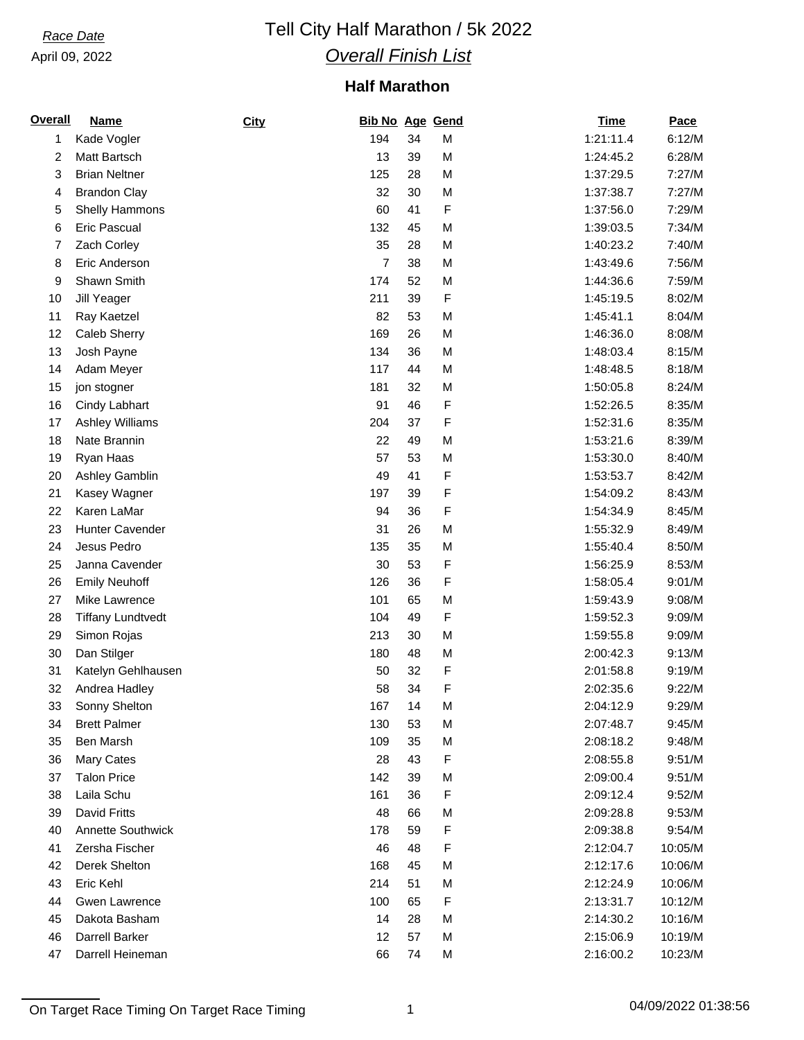*Race Date*

April 09, 2022

# Tell City Half Marathon / 5k 2022

## *Overall Finish List*

### Half Marathon

| Overall | Name | City | Bib No | Age | Gend | Time | Pace |
|---|---|---|---|---|---|---|---|
| 1 | Kade Vogler | | 194 | 34 | M | 1:21:11.4 | 6:12/M |
| 2 | Matt Bartsch | | 13 | 39 | M | 1:24:45.2 | 6:28/M |
| 3 | Brian Neltner | | 125 | 28 | M | 1:37:29.5 | 7:27/M |
| 4 | Brandon Clay | | 32 | 30 | M | 1:37:38.7 | 7:27/M |
| 5 | Shelly Hammons | | 60 | 41 | F | 1:37:56.0 | 7:29/M |
| 6 | Eric Pascual | | 132 | 45 | M | 1:39:03.5 | 7:34/M |
| 7 | Zach Corley | | 35 | 28 | M | 1:40:23.2 | 7:40/M |
| 8 | Eric Anderson | | 7 | 38 | M | 1:43:49.6 | 7:56/M |
| 9 | Shawn Smith | | 174 | 52 | M | 1:44:36.6 | 7:59/M |
| 10 | Jill Yeager | | 211 | 39 | F | 1:45:19.5 | 8:02/M |
| 11 | Ray Kaetzel | | 82 | 53 | M | 1:45:41.1 | 8:04/M |
| 12 | Caleb Sherry | | 169 | 26 | M | 1:46:36.0 | 8:08/M |
| 13 | Josh Payne | | 134 | 36 | M | 1:48:03.4 | 8:15/M |
| 14 | Adam Meyer | | 117 | 44 | M | 1:48:48.5 | 8:18/M |
| 15 | jon stogner | | 181 | 32 | M | 1:50:05.8 | 8:24/M |
| 16 | Cindy Labhart | | 91 | 46 | F | 1:52:26.5 | 8:35/M |
| 17 | Ashley Williams | | 204 | 37 | F | 1:52:31.6 | 8:35/M |
| 18 | Nate Brannin | | 22 | 49 | M | 1:53:21.6 | 8:39/M |
| 19 | Ryan Haas | | 57 | 53 | M | 1:53:30.0 | 8:40/M |
| 20 | Ashley Gamblin | | 49 | 41 | F | 1:53:53.7 | 8:42/M |
| 21 | Kasey Wagner | | 197 | 39 | F | 1:54:09.2 | 8:43/M |
| 22 | Karen LaMar | | 94 | 36 | F | 1:54:34.9 | 8:45/M |
| 23 | Hunter Cavender | | 31 | 26 | M | 1:55:32.9 | 8:49/M |
| 24 | Jesus Pedro | | 135 | 35 | M | 1:55:40.4 | 8:50/M |
| 25 | Janna Cavender | | 30 | 53 | F | 1:56:25.9 | 8:53/M |
| 26 | Emily Neuhoff | | 126 | 36 | F | 1:58:05.4 | 9:01/M |
| 27 | Mike Lawrence | | 101 | 65 | M | 1:59:43.9 | 9:08/M |
| 28 | Tiffany Lundtvedt | | 104 | 49 | F | 1:59:52.3 | 9:09/M |
| 29 | Simon Rojas | | 213 | 30 | M | 1:59:55.8 | 9:09/M |
| 30 | Dan Stilger | | 180 | 48 | M | 2:00:42.3 | 9:13/M |
| 31 | Katelyn Gehlhausen | | 50 | 32 | F | 2:01:58.8 | 9:19/M |
| 32 | Andrea Hadley | | 58 | 34 | F | 2:02:35.6 | 9:22/M |
| 33 | Sonny Shelton | | 167 | 14 | M | 2:04:12.9 | 9:29/M |
| 34 | Brett Palmer | | 130 | 53 | M | 2:07:48.7 | 9:45/M |
| 35 | Ben Marsh | | 109 | 35 | M | 2:08:18.2 | 9:48/M |
| 36 | Mary Cates | | 28 | 43 | F | 2:08:55.8 | 9:51/M |
| 37 | Talon Price | | 142 | 39 | M | 2:09:00.4 | 9:51/M |
| 38 | Laila Schu | | 161 | 36 | F | 2:09:12.4 | 9:52/M |
| 39 | David Fritts | | 48 | 66 | M | 2:09:28.8 | 9:53/M |
| 40 | Annette Southwick | | 178 | 59 | F | 2:09:38.8 | 9:54/M |
| 41 | Zersha Fischer | | 46 | 48 | F | 2:12:04.7 | 10:05/M |
| 42 | Derek Shelton | | 168 | 45 | M | 2:12:17.6 | 10:06/M |
| 43 | Eric Kehl | | 214 | 51 | M | 2:12:24.9 | 10:06/M |
| 44 | Gwen Lawrence | | 100 | 65 | F | 2:13:31.7 | 10:12/M |
| 45 | Dakota Basham | | 14 | 28 | M | 2:14:30.2 | 10:16/M |
| 46 | Darrell Barker | | 12 | 57 | M | 2:15:06.9 | 10:19/M |
| 47 | Darrell Heineman | | 66 | 74 | M | 2:16:00.2 | 10:23/M |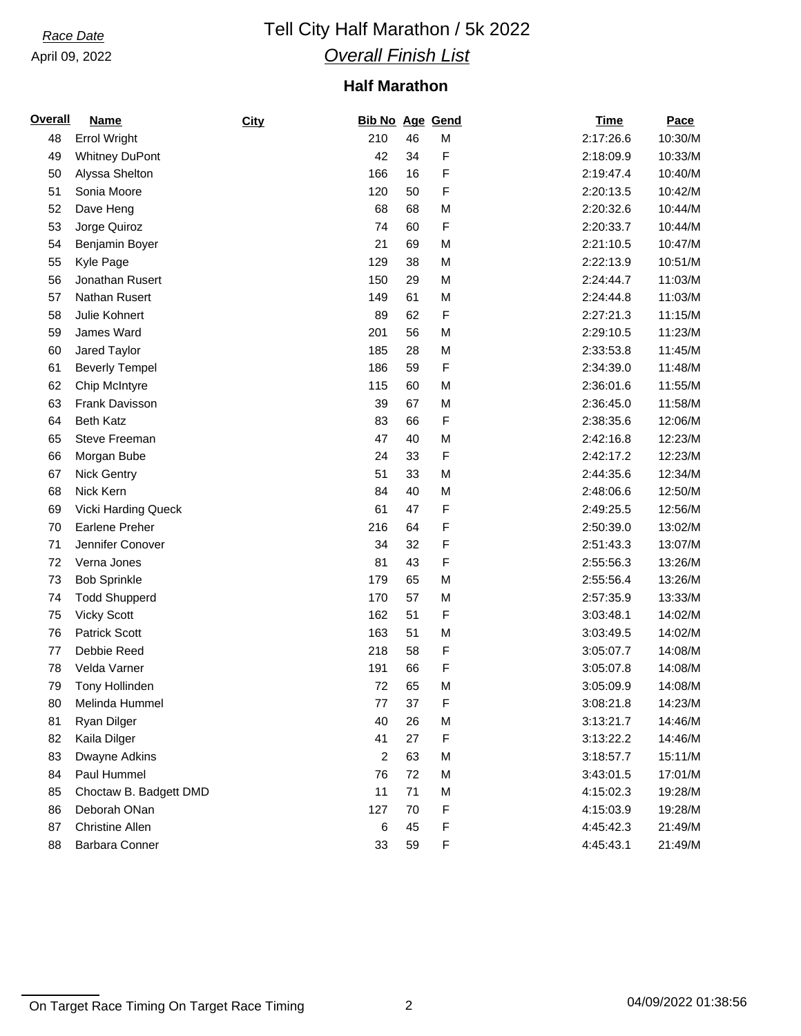Race Date

April 09, 2022

# Tell City Half Marathon / 5k 2022

## *Overall Finish List*

### Half Marathon

| Overall | Name | City | Bib No | Age | Gend | Time | Pace |
|---|---|---|---|---|---|---|---|
| 48 | Errol Wright | | 210 | 46 | M | 2:17:26.6 | 10:30/M |
| 49 | Whitney DuPont | | 42 | 34 | F | 2:18:09.9 | 10:33/M |
| 50 | Alyssa Shelton | | 166 | 16 | F | 2:19:47.4 | 10:40/M |
| 51 | Sonia Moore | | 120 | 50 | F | 2:20:13.5 | 10:42/M |
| 52 | Dave Heng | | 68 | 68 | M | 2:20:32.6 | 10:44/M |
| 53 | Jorge Quiroz | | 74 | 60 | F | 2:20:33.7 | 10:44/M |
| 54 | Benjamin Boyer | | 21 | 69 | M | 2:21:10.5 | 10:47/M |
| 55 | Kyle Page | | 129 | 38 | M | 2:22:13.9 | 10:51/M |
| 56 | Jonathan Rusert | | 150 | 29 | M | 2:24:44.7 | 11:03/M |
| 57 | Nathan Rusert | | 149 | 61 | M | 2:24:44.8 | 11:03/M |
| 58 | Julie Kohnert | | 89 | 62 | F | 2:27:21.3 | 11:15/M |
| 59 | James Ward | | 201 | 56 | M | 2:29:10.5 | 11:23/M |
| 60 | Jared Taylor | | 185 | 28 | M | 2:33:53.8 | 11:45/M |
| 61 | Beverly Tempel | | 186 | 59 | F | 2:34:39.0 | 11:48/M |
| 62 | Chip McIntyre | | 115 | 60 | M | 2:36:01.6 | 11:55/M |
| 63 | Frank Davisson | | 39 | 67 | M | 2:36:45.0 | 11:58/M |
| 64 | Beth Katz | | 83 | 66 | F | 2:38:35.6 | 12:06/M |
| 65 | Steve Freeman | | 47 | 40 | M | 2:42:16.8 | 12:23/M |
| 66 | Morgan Bube | | 24 | 33 | F | 2:42:17.2 | 12:23/M |
| 67 | Nick Gentry | | 51 | 33 | M | 2:44:35.6 | 12:34/M |
| 68 | Nick Kern | | 84 | 40 | M | 2:48:06.6 | 12:50/M |
| 69 | Vicki Harding Queck | | 61 | 47 | F | 2:49:25.5 | 12:56/M |
| 70 | Earlene Preher | | 216 | 64 | F | 2:50:39.0 | 13:02/M |
| 71 | Jennifer Conover | | 34 | 32 | F | 2:51:43.3 | 13:07/M |
| 72 | Verna Jones | | 81 | 43 | F | 2:55:56.3 | 13:26/M |
| 73 | Bob Sprinkle | | 179 | 65 | M | 2:55:56.4 | 13:26/M |
| 74 | Todd Shupperd | | 170 | 57 | M | 2:57:35.9 | 13:33/M |
| 75 | Vicky Scott | | 162 | 51 | F | 3:03:48.1 | 14:02/M |
| 76 | Patrick Scott | | 163 | 51 | M | 3:03:49.5 | 14:02/M |
| 77 | Debbie Reed | | 218 | 58 | F | 3:05:07.7 | 14:08/M |
| 78 | Velda Varner | | 191 | 66 | F | 3:05:07.8 | 14:08/M |
| 79 | Tony Hollinden | | 72 | 65 | M | 3:05:09.9 | 14:08/M |
| 80 | Melinda Hummel | | 77 | 37 | F | 3:08:21.8 | 14:23/M |
| 81 | Ryan Dilger | | 40 | 26 | M | 3:13:21.7 | 14:46/M |
| 82 | Kaila Dilger | | 41 | 27 | F | 3:13:22.2 | 14:46/M |
| 83 | Dwayne Adkins | | 2 | 63 | M | 3:18:57.7 | 15:11/M |
| 84 | Paul Hummel | | 76 | 72 | M | 3:43:01.5 | 17:01/M |
| 85 | Choctaw B. Badgett DMD | | 11 | 71 | M | 4:15:02.3 | 19:28/M |
| 86 | Deborah ONan | | 127 | 70 | F | 4:15:03.9 | 19:28/M |
| 87 | Christine Allen | | 6 | 45 | F | 4:45:42.3 | 21:49/M |
| 88 | Barbara Conner | | 33 | 59 | F | 4:45:43.1 | 21:49/M |

On Target Race Timing On Target Race Timing

04/09/2022 01:38:56